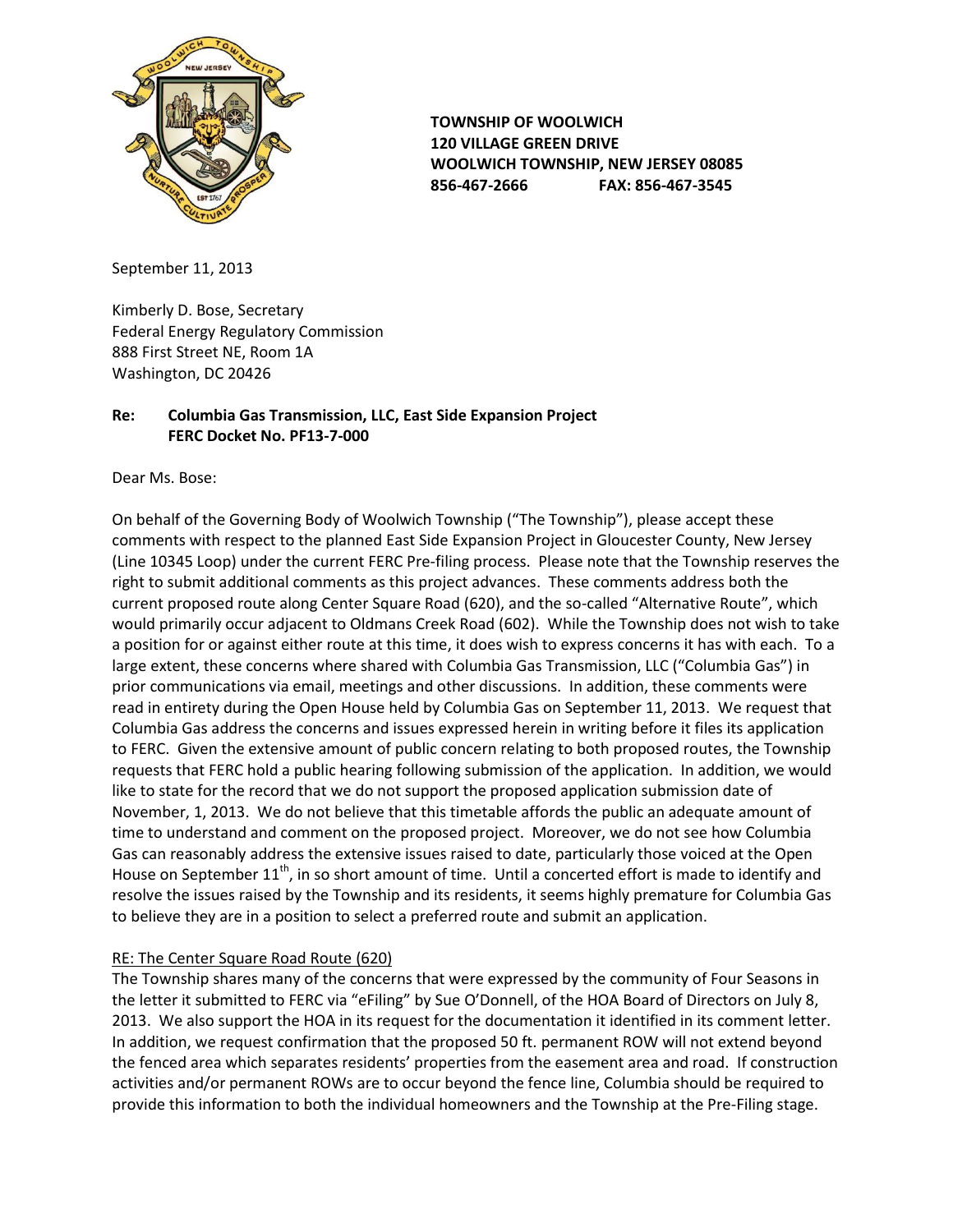**TOWNSHIP OF WOOLWICH**
**120 VILLAGE GREEN DRIVE**
**WOOLWICH TOWNSHIP, NEW JERSEY 08085**
**856-467-2666 FAX: 856-467-3545**

September 11, 2013

Kimberly D. Bose, Secretary
Federal Energy Regulatory Commission
888 First Street NE, Room 1A
Washington, DC 20426

**Re: Columbia Gas Transmission, LLC, East Side Expansion Project**
**FERC Docket No. PF13-7-000**

Dear Ms. Bose:

On behalf of the Governing Body of Woolwich Township ("The Township"), please accept these comments with respect to the planned East Side Expansion Project in Gloucester County, New Jersey (Line 10345 Loop) under the current FERC Pre-filing process. Please note that the Township reserves the right to submit additional comments as this project advances. These comments address both the current proposed route along Center Square Road (620), and the so-called "Alternative Route", which would primarily occur adjacent to Oldmans Creek Road (602). While the Township does not wish to take a position for or against either route at this time, it does wish to express concerns it has with each. To a large extent, these concerns where shared with Columbia Gas Transmission, LLC ("Columbia Gas") in prior communications via email, meetings and other discussions. In addition, these comments were read in entirety during the Open House held by Columbia Gas on September 11, 2013. We request that Columbia Gas address the concerns and issues expressed herein in writing before it files its application to FERC. Given the extensive amount of public concern relating to both proposed routes, the Township requests that FERC hold a public hearing following submission of the application. In addition, we would like to state for the record that we do not support the proposed application submission date of November, 1, 2013. We do not believe that this timetable affords the public an adequate amount of time to understand and comment on the proposed project. Moreover, we do not see how Columbia Gas can reasonably address the extensive issues raised to date, particularly those voiced at the Open House on September 11th, in so short amount of time. Until a concerted effort is made to identify and resolve the issues raised by the Township and its residents, it seems highly premature for Columbia Gas to believe they are in a position to select a preferred route and submit an application.

RE: The Center Square Road Route (620)

The Township shares many of the concerns that were expressed by the community of Four Seasons in the letter it submitted to FERC via "eFiling" by Sue O'Donnell, of the HOA Board of Directors on July 8, 2013. We also support the HOA in its request for the documentation it identified in its comment letter. In addition, we request confirmation that the proposed 50 ft. permanent ROW will not extend beyond the fenced area which separates residents' properties from the easement area and road. If construction activities and/or permanent ROWs are to occur beyond the fence line, Columbia should be required to provide this information to both the individual homeowners and the Township at the Pre-Filing stage.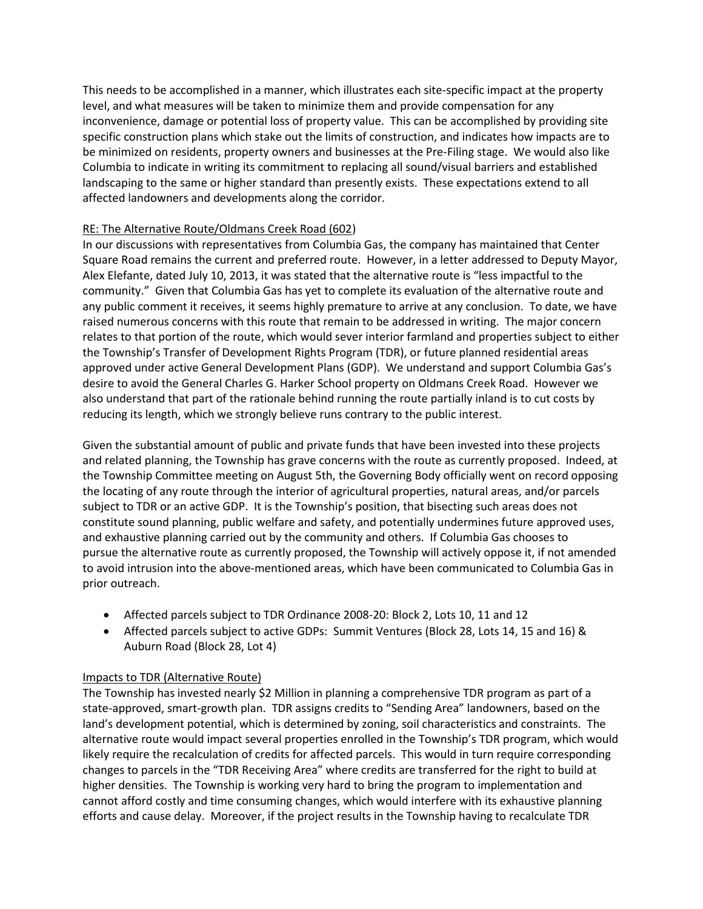This needs to be accomplished in a manner, which illustrates each site-specific impact at the property level, and what measures will be taken to minimize them and provide compensation for any inconvenience, damage or potential loss of property value. This can be accomplished by providing site specific construction plans which stake out the limits of construction, and indicates how impacts are to be minimized on residents, property owners and businesses at the Pre-Filing stage. We would also like Columbia to indicate in writing its commitment to replacing all sound/visual barriers and established landscaping to the same or higher standard than presently exists. These expectations extend to all affected landowners and developments along the corridor.

RE: The Alternative Route/Oldmans Creek Road (602)

In our discussions with representatives from Columbia Gas, the company has maintained that Center Square Road remains the current and preferred route. However, in a letter addressed to Deputy Mayor, Alex Elefante, dated July 10, 2013, it was stated that the alternative route is "less impactful to the community." Given that Columbia Gas has yet to complete its evaluation of the alternative route and any public comment it receives, it seems highly premature to arrive at any conclusion. To date, we have raised numerous concerns with this route that remain to be addressed in writing. The major concern relates to that portion of the route, which would sever interior farmland and properties subject to either the Township's Transfer of Development Rights Program (TDR), or future planned residential areas approved under active General Development Plans (GDP). We understand and support Columbia Gas's desire to avoid the General Charles G. Harker School property on Oldmans Creek Road. However we also understand that part of the rationale behind running the route partially inland is to cut costs by reducing its length, which we strongly believe runs contrary to the public interest.

Given the substantial amount of public and private funds that have been invested into these projects and related planning, the Township has grave concerns with the route as currently proposed. Indeed, at the Township Committee meeting on August 5th, the Governing Body officially went on record opposing the locating of any route through the interior of agricultural properties, natural areas, and/or parcels subject to TDR or an active GDP. It is the Township's position, that bisecting such areas does not constitute sound planning, public welfare and safety, and potentially undermines future approved uses, and exhaustive planning carried out by the community and others. If Columbia Gas chooses to pursue the alternative route as currently proposed, the Township will actively oppose it, if not amended to avoid intrusion into the above-mentioned areas, which have been communicated to Columbia Gas in prior outreach.

- Affected parcels subject to TDR Ordinance 2008-20: Block 2, Lots 10, 11 and 12
- Affected parcels subject to active GDPs: Summit Ventures (Block 28, Lots 14, 15 and 16) & Auburn Road (Block 28, Lot 4)

Impacts to TDR (Alternative Route)

The Township has invested nearly $2 Million in planning a comprehensive TDR program as part of a state-approved, smart-growth plan. TDR assigns credits to "Sending Area" landowners, based on the land's development potential, which is determined by zoning, soil characteristics and constraints. The alternative route would impact several properties enrolled in the Township's TDR program, which would likely require the recalculation of credits for affected parcels. This would in turn require corresponding changes to parcels in the "TDR Receiving Area" where credits are transferred for the right to build at higher densities. The Township is working very hard to bring the program to implementation and cannot afford costly and time consuming changes, which would interfere with its exhaustive planning efforts and cause delay. Moreover, if the project results in the Township having to recalculate TDR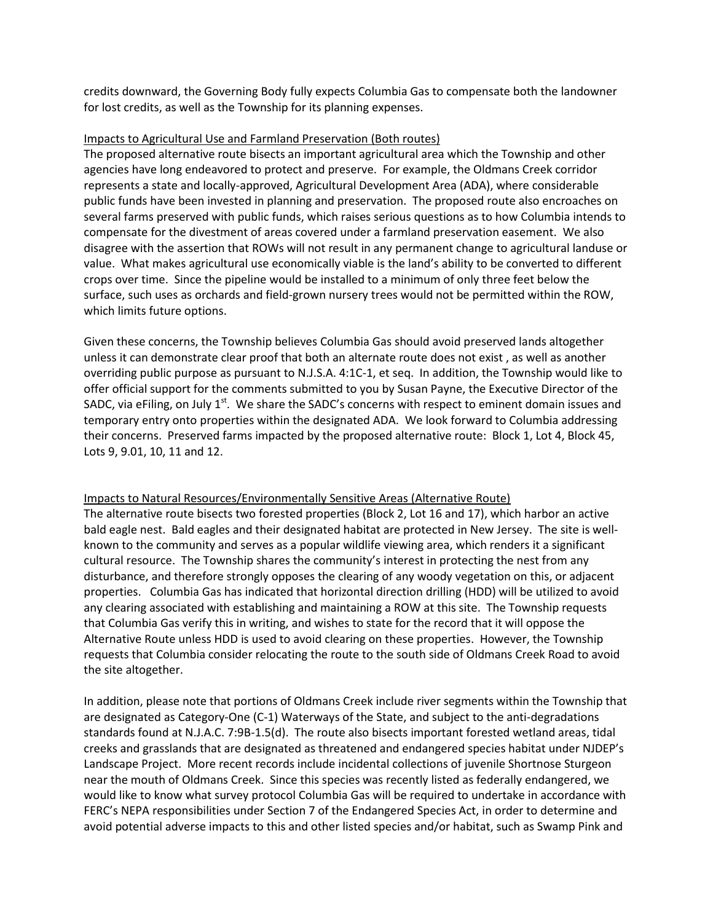credits downward, the Governing Body fully expects Columbia Gas to compensate both the landowner for lost credits, as well as the Township for its planning expenses.

<u>Impacts to Agricultural Use and Farmland Preservation (Both routes)</u>

The proposed alternative route bisects an important agricultural area which the Township and other agencies have long endeavored to protect and preserve. For example, the Oldmans Creek corridor represents a state and locally-approved, Agricultural Development Area (ADA), where considerable public funds have been invested in planning and preservation. The proposed route also encroaches on several farms preserved with public funds, which raises serious questions as to how Columbia intends to compensate for the divestment of areas covered under a farmland preservation easement. We also disagree with the assertion that ROWs will not result in any permanent change to agricultural landuse or value. What makes agricultural use economically viable is the land's ability to be converted to different crops over time. Since the pipeline would be installed to a minimum of only three feet below the surface, such uses as orchards and field-grown nursery trees would not be permitted within the ROW, which limits future options.

Given these concerns, the Township believes Columbia Gas should avoid preserved lands altogether unless it can demonstrate clear proof that both an alternate route does not exist , as well as another overriding public purpose as pursuant to N.J.S.A. 4:1C-1, et seq. In addition, the Township would like to offer official support for the comments submitted to you by Susan Payne, the Executive Director of the SADC, via eFiling, on July 1st. We share the SADC's concerns with respect to eminent domain issues and temporary entry onto properties within the designated ADA. We look forward to Columbia addressing their concerns. Preserved farms impacted by the proposed alternative route: Block 1, Lot 4, Block 45, Lots 9, 9.01, 10, 11 and 12.

<u>Impacts to Natural Resources/Environmentally Sensitive Areas (Alternative Route)</u>

The alternative route bisects two forested properties (Block 2, Lot 16 and 17), which harbor an active bald eagle nest. Bald eagles and their designated habitat are protected in New Jersey. The site is well-known to the community and serves as a popular wildlife viewing area, which renders it a significant cultural resource. The Township shares the community's interest in protecting the nest from any disturbance, and therefore strongly opposes the clearing of any woody vegetation on this, or adjacent properties. Columbia Gas has indicated that horizontal direction drilling (HDD) will be utilized to avoid any clearing associated with establishing and maintaining a ROW at this site. The Township requests that Columbia Gas verify this in writing, and wishes to state for the record that it will oppose the Alternative Route unless HDD is used to avoid clearing on these properties. However, the Township requests that Columbia consider relocating the route to the south side of Oldmans Creek Road to avoid the site altogether.

In addition, please note that portions of Oldmans Creek include river segments within the Township that are designated as Category-One (C-1) Waterways of the State, and subject to the anti-degradations standards found at N.J.A.C. 7:9B-1.5(d). The route also bisects important forested wetland areas, tidal creeks and grasslands that are designated as threatened and endangered species habitat under NJDEP's Landscape Project. More recent records include incidental collections of juvenile Shortnose Sturgeon near the mouth of Oldmans Creek. Since this species was recently listed as federally endangered, we would like to know what survey protocol Columbia Gas will be required to undertake in accordance with FERC's NEPA responsibilities under Section 7 of the Endangered Species Act, in order to determine and avoid potential adverse impacts to this and other listed species and/or habitat, such as Swamp Pink and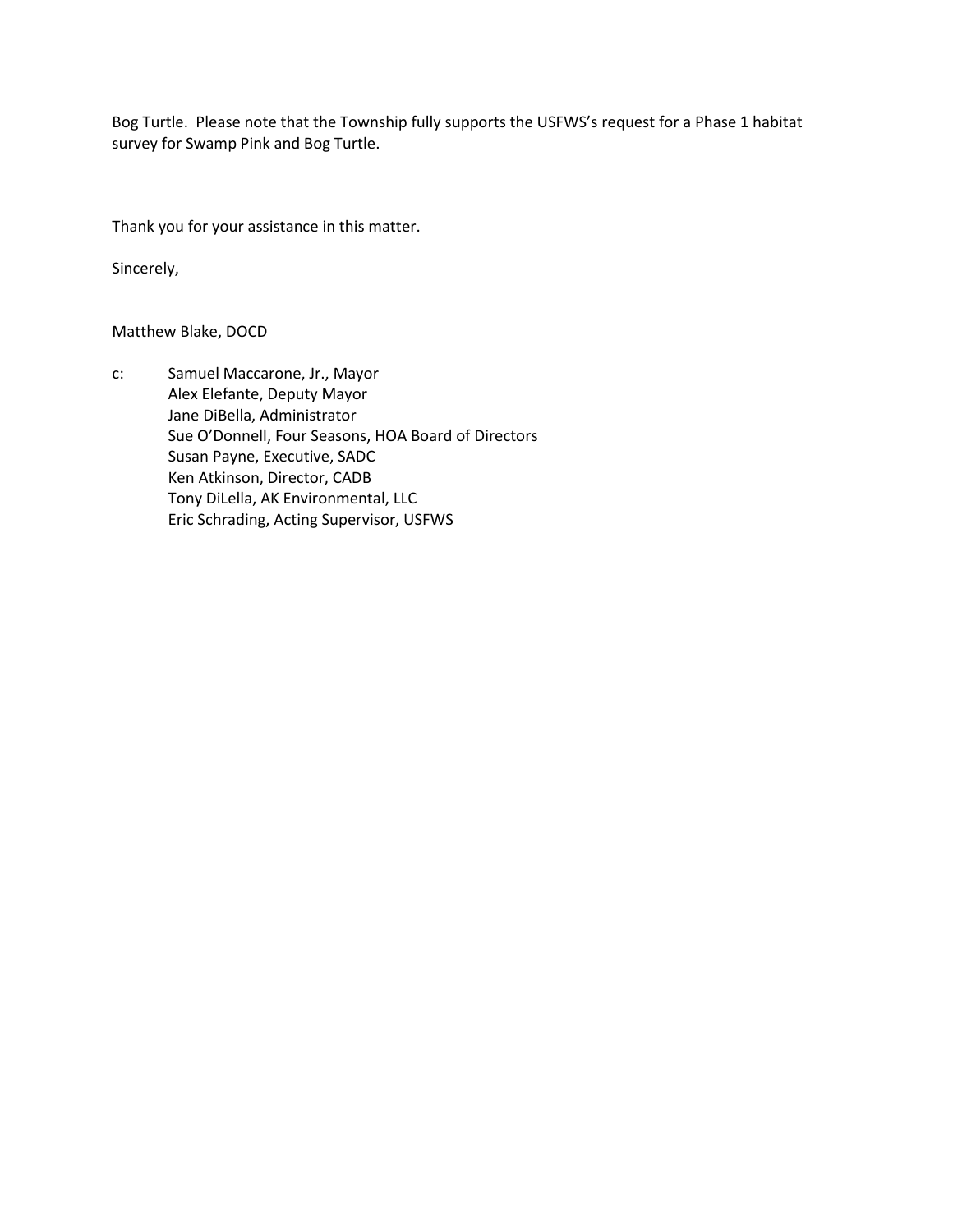Bog Turtle. Please note that the Township fully supports the USFWS's request for a Phase 1 habitat survey for Swamp Pink and Bog Turtle.

Thank you for your assistance in this matter.

Sincerely,

Matthew Blake, DOCD

c: Samuel Maccarone, Jr., Mayor
Alex Elefante, Deputy Mayor
Jane DiBella, Administrator
Sue O'Donnell, Four Seasons, HOA Board of Directors
Susan Payne, Executive, SADC
Ken Atkinson, Director, CADB
Tony DiLella, AK Environmental, LLC
Eric Schrading, Acting Supervisor, USFWS